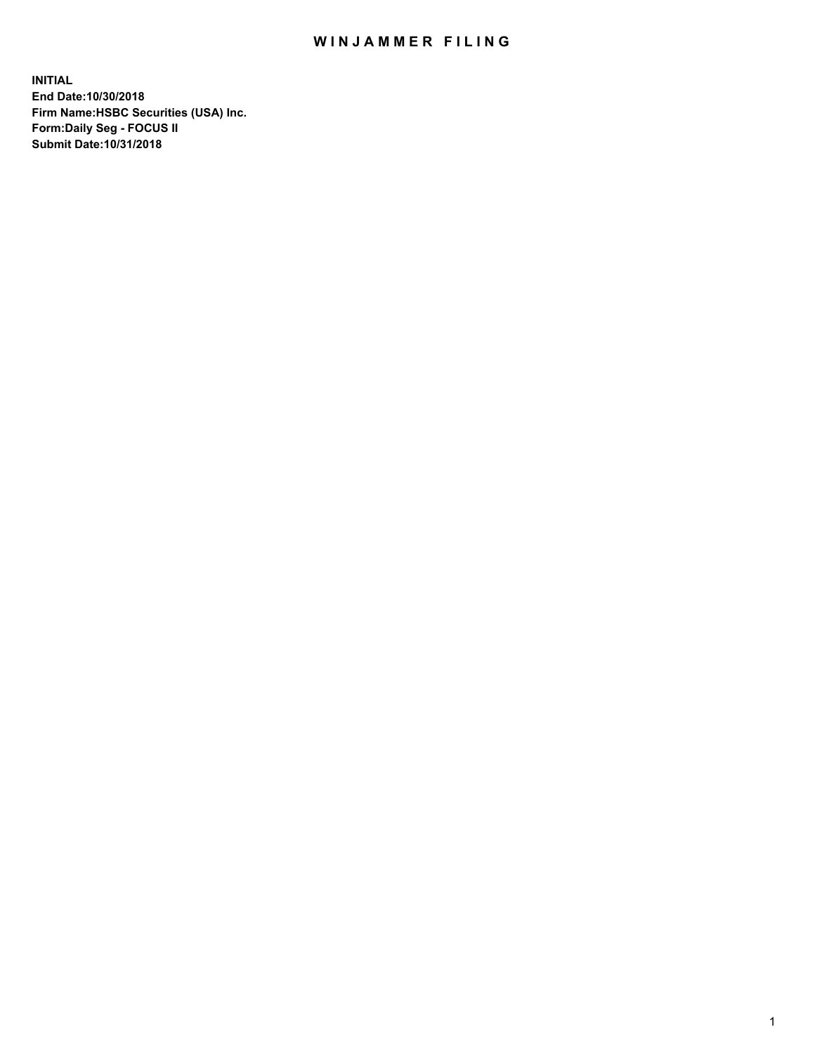# WINJAMMER FILING

**INITIAL**
**End Date:10/30/2018**
**Firm Name:HSBC Securities (USA) Inc.**
**Form:Daily Seg - FOCUS II**
**Submit Date:10/31/2018**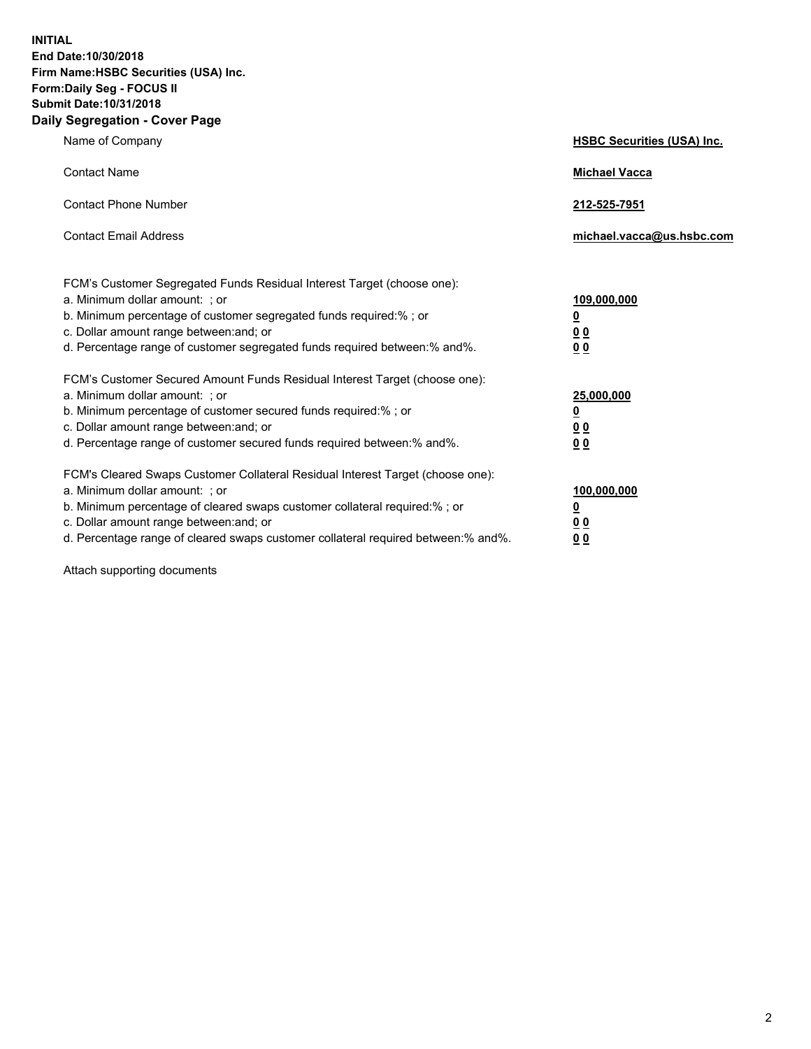**INITIAL**
**End Date:10/30/2018**
**Firm Name:HSBC Securities (USA) Inc.**
**Form:Daily Seg - FOCUS II**
**Submit Date:10/31/2018**

## Daily Segregation - Cover Page

| | |
|---|---|
| Name of Company | **HSBC Securities (USA) Inc.** |
| Contact Name | **Michael Vacca** |
| Contact Phone Number | **212-525-7951** |
| Contact Email Address | **michael.vacca@us.hsbc.com** |

| | |
|---|---|
| FCM's Customer Segregated Funds Residual Interest Target (choose one): | |
| a. Minimum dollar amount: ; or | **109,000,000** |
| b. Minimum percentage of customer segregated funds required:% ; or | **0** |
| c. Dollar amount range between:and; or | **0 0** |
| d. Percentage range of customer segregated funds required between:% and%. | **0 0** |
| FCM's Customer Secured Amount Funds Residual Interest Target (choose one): | |
| a. Minimum dollar amount: ; or | **25,000,000** |
| b. Minimum percentage of customer secured funds required:% ; or | **0** |
| c. Dollar amount range between:and; or | **0 0** |
| d. Percentage range of customer secured funds required between:% and%. | **0 0** |
| FCM's Cleared Swaps Customer Collateral Residual Interest Target (choose one): | |
| a. Minimum dollar amount: ; or | **100,000,000** |
| b. Minimum percentage of cleared swaps customer collateral required:% ; or | **0** |
| c. Dollar amount range between:and; or | **0 0** |
| d. Percentage range of cleared swaps customer collateral required between:% and%. | **0 0** |

Attach supporting documents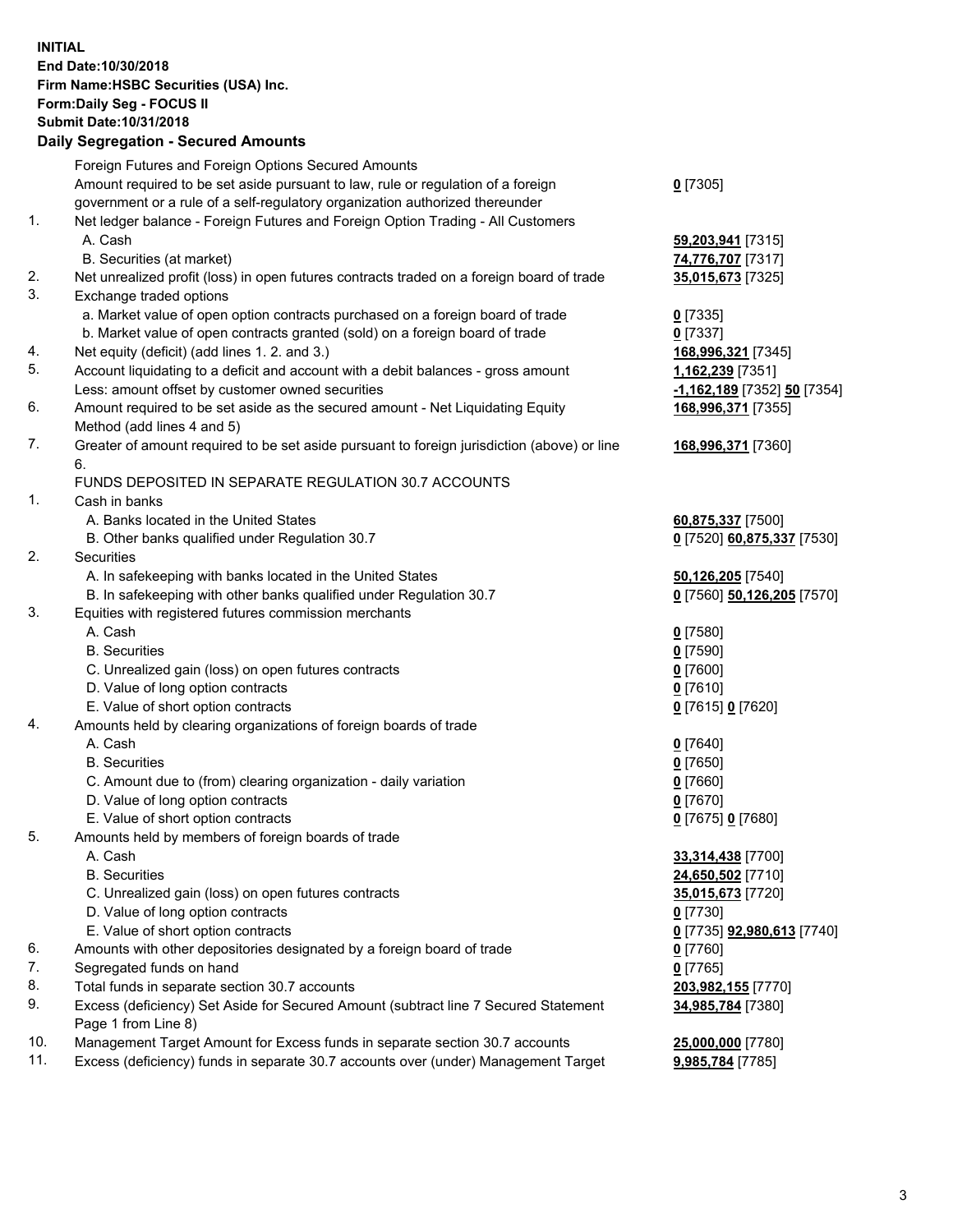**INITIAL**
**End Date:10/30/2018**
**Firm Name:HSBC Securities (USA) Inc.**
**Form:Daily Seg - FOCUS II**
**Submit Date:10/31/2018**

**Daily Segregation - Secured Amounts**

| | | |
|---|---|---|
| | Foreign Futures and Foreign Options Secured Amounts | |
| | Amount required to be set aside pursuant to law, rule or regulation of a foreign government or a rule of a self-regulatory organization authorized thereunder | **0** [7305] |
| 1. | Net ledger balance - Foreign Futures and Foreign Option Trading - All Customers | |
| | A. Cash | **59,203,941** [7315] |
| | B. Securities (at market) | **74,776,707** [7317] |
| 2. | Net unrealized profit (loss) in open futures contracts traded on a foreign board of trade | **35,015,673** [7325] |
| 3. | Exchange traded options | |
| | a. Market value of open option contracts purchased on a foreign board of trade | **0** [7335] |
| | b. Market value of open contracts granted (sold) on a foreign board of trade | **0** [7337] |
| 4. | Net equity (deficit) (add lines 1. 2. and 3.) | **168,996,321** [7345] |
| 5. | Account liquidating to a deficit and account with a debit balances - gross amount | **1,162,239** [7351] |
| | Less: amount offset by customer owned securities | **-1,162,189** [7352] **50** [7354] |
| 6. | Amount required to be set aside as the secured amount - Net Liquidating Equity Method (add lines 4 and 5) | **168,996,371** [7355] |
| 7. | Greater of amount required to be set aside pursuant to foreign jurisdiction (above) or line 6. | **168,996,371** [7360] |
| | FUNDS DEPOSITED IN SEPARATE REGULATION 30.7 ACCOUNTS | |
| 1. | Cash in banks | |
| | A. Banks located in the United States | **60,875,337** [7500] |
| | B. Other banks qualified under Regulation 30.7 | **0** [7520] **60,875,337** [7530] |
| 2. | Securities | |
| | A. In safekeeping with banks located in the United States | **50,126,205** [7540] |
| | B. In safekeeping with other banks qualified under Regulation 30.7 | **0** [7560] **50,126,205** [7570] |
| 3. | Equities with registered futures commission merchants | |
| | A. Cash | **0** [7580] |
| | B. Securities | **0** [7590] |
| | C. Unrealized gain (loss) on open futures contracts | **0** [7600] |
| | D. Value of long option contracts | **0** [7610] |
| | E. Value of short option contracts | **0** [7615] **0** [7620] |
| 4. | Amounts held by clearing organizations of foreign boards of trade | |
| | A. Cash | **0** [7640] |
| | B. Securities | **0** [7650] |
| | C. Amount due to (from) clearing organization - daily variation | **0** [7660] |
| | D. Value of long option contracts | **0** [7670] |
| | E. Value of short option contracts | **0** [7675] **0** [7680] |
| 5. | Amounts held by members of foreign boards of trade | |
| | A. Cash | **33,314,438** [7700] |
| | B. Securities | **24,650,502** [7710] |
| | C. Unrealized gain (loss) on open futures contracts | **35,015,673** [7720] |
| | D. Value of long option contracts | **0** [7730] |
| | E. Value of short option contracts | **0** [7735] **92,980,613** [7740] |
| 6. | Amounts with other depositories designated by a foreign board of trade | **0** [7760] |
| 7. | Segregated funds on hand | **0** [7765] |
| 8. | Total funds in separate section 30.7 accounts | **203,982,155** [7770] |
| 9. | Excess (deficiency) Set Aside for Secured Amount (subtract line 7 Secured Statement Page 1 from Line 8) | **34,985,784** [7380] |
| 10. | Management Target Amount for Excess funds in separate section 30.7 accounts | **25,000,000** [7780] |
| 11. | Excess (deficiency) funds in separate 30.7 accounts over (under) Management Target | **9,985,784** [7785] |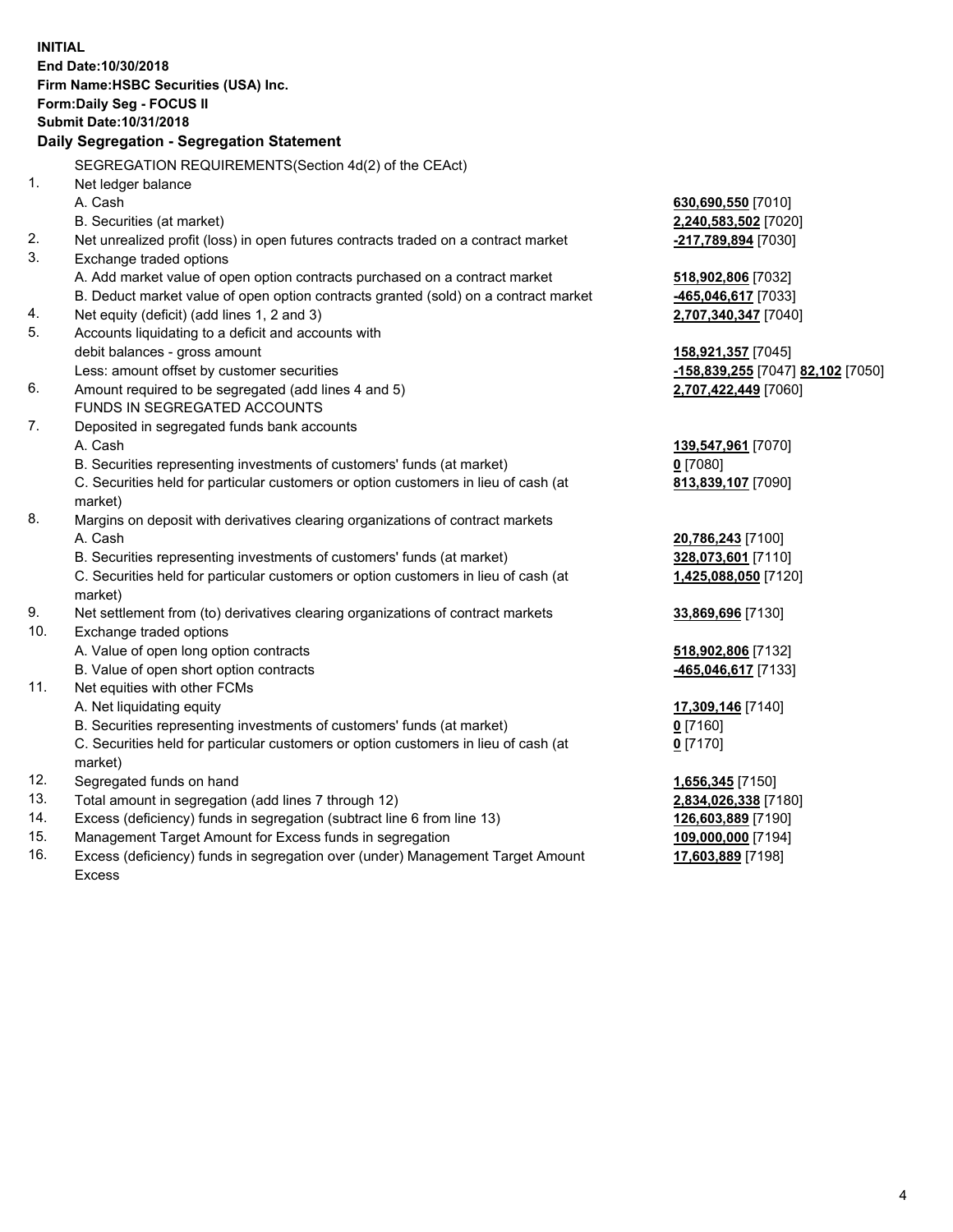**INITIAL**
**End Date:10/30/2018**
**Firm Name:HSBC Securities (USA) Inc.**
**Form:Daily Seg - FOCUS II**
**Submit Date:10/31/2018**

**Daily Segregation - Segregation Statement**

SEGREGATION REQUIREMENTS(Section 4d(2) of the CEAct)

| | | |
|---|---|---|
| 1. | Net ledger balance | |
| | A. Cash | **630,690,550** [7010] |
| | B. Securities (at market) | **2,240,583,502** [7020] |
| 2. | Net unrealized profit (loss) in open futures contracts traded on a contract market | **-217,789,894** [7030] |
| 3. | Exchange traded options | |
| | A. Add market value of open option contracts purchased on a contract market | **518,902,806** [7032] |
| | B. Deduct market value of open option contracts granted (sold) on a contract market | **-465,046,617** [7033] |
| 4. | Net equity (deficit) (add lines 1, 2 and 3) | **2,707,340,347** [7040] |
| 5. | Accounts liquidating to a deficit and accounts with debit balances - gross amount | **158,921,357** [7045] |
| | Less: amount offset by customer securities | **-158,839,255** [7047] **82,102** [7050] |
| 6. | Amount required to be segregated (add lines 4 and 5) | **2,707,422,449** [7060] |
| | FUNDS IN SEGREGATED ACCOUNTS | |
| 7. | Deposited in segregated funds bank accounts | |
| | A. Cash | **139,547,961** [7070] |
| | B. Securities representing investments of customers' funds (at market) | **0** [7080] |
| | C. Securities held for particular customers or option customers in lieu of cash (at market) | **813,839,107** [7090] |
| 8. | Margins on deposit with derivatives clearing organizations of contract markets | |
| | A. Cash | **20,786,243** [7100] |
| | B. Securities representing investments of customers' funds (at market) | **328,073,601** [7110] |
| | C. Securities held for particular customers or option customers in lieu of cash (at market) | **1,425,088,050** [7120] |
| 9. | Net settlement from (to) derivatives clearing organizations of contract markets | **33,869,696** [7130] |
| 10. | Exchange traded options | |
| | A. Value of open long option contracts | **518,902,806** [7132] |
| | B. Value of open short option contracts | **-465,046,617** [7133] |
| 11. | Net equities with other FCMs | |
| | A. Net liquidating equity | **17,309,146** [7140] |
| | B. Securities representing investments of customers' funds (at market) | **0** [7160] |
| | C. Securities held for particular customers or option customers in lieu of cash (at market) | **0** [7170] |
| 12. | Segregated funds on hand | **1,656,345** [7150] |
| 13. | Total amount in segregation (add lines 7 through 12) | **2,834,026,338** [7180] |
| 14. | Excess (deficiency) funds in segregation (subtract line 6 from line 13) | **126,603,889** [7190] |
| 15. | Management Target Amount for Excess funds in segregation | **109,000,000** [7194] |
| 16. | Excess (deficiency) funds in segregation over (under) Management Target Amount Excess | **17,603,889** [7198] |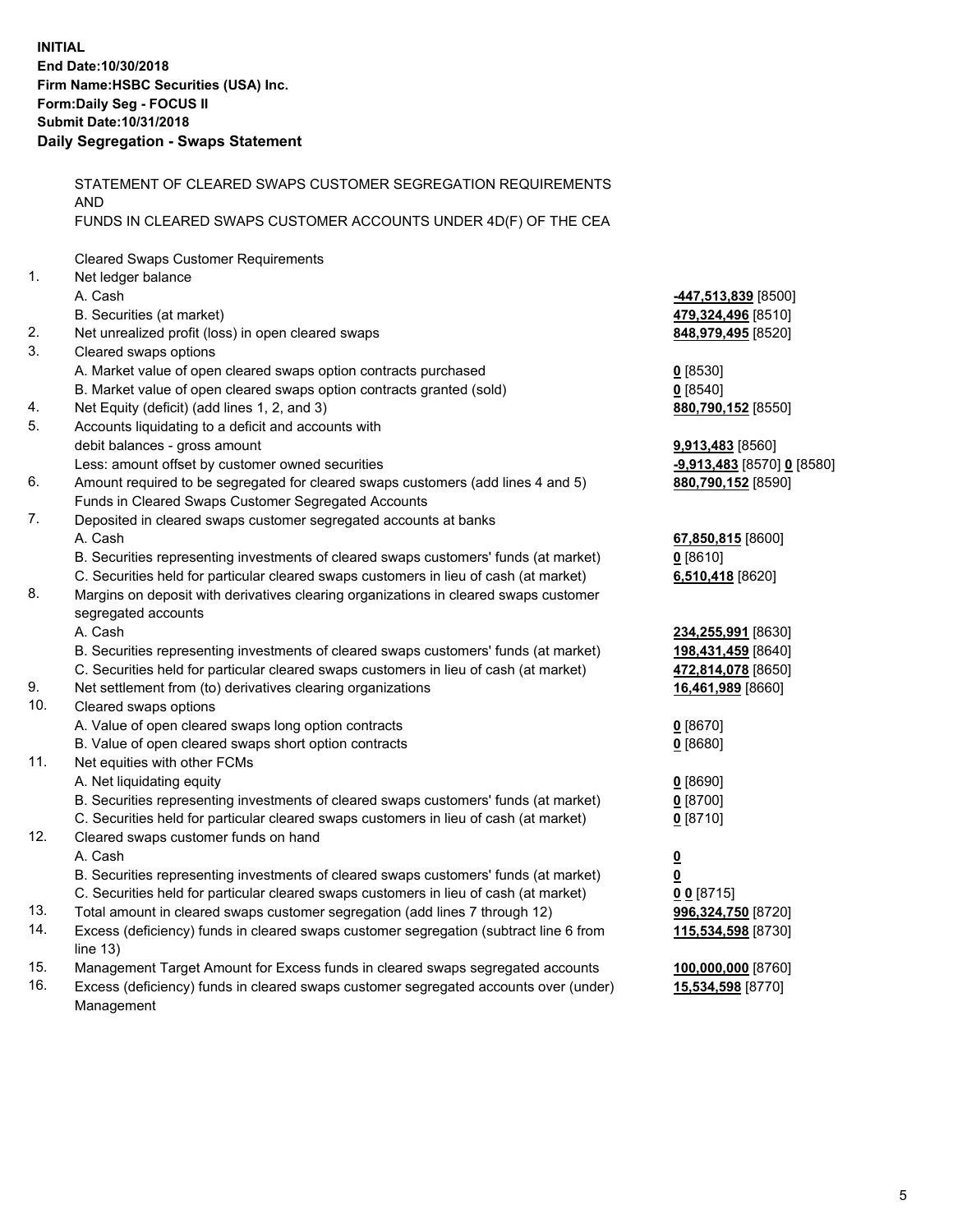**INITIAL**
**End Date:10/30/2018**
**Firm Name:HSBC Securities (USA) Inc.**
**Form:Daily Seg - FOCUS II**
**Submit Date:10/31/2018**
**Daily Segregation - Swaps Statement**

STATEMENT OF CLEARED SWAPS CUSTOMER SEGREGATION REQUIREMENTS AND FUNDS IN CLEARED SWAPS CUSTOMER ACCOUNTS UNDER 4D(F) OF THE CEA

| | | |
|---|---|---|
| | Cleared Swaps Customer Requirements | |
| 1. | Net ledger balance | |
| | A. Cash | **-447,513,839** [8500] |
| | B. Securities (at market) | **479,324,496** [8510] |
| 2. | Net unrealized profit (loss) in open cleared swaps | **848,979,495** [8520] |
| 3. | Cleared swaps options | |
| | A. Market value of open cleared swaps option contracts purchased | **0** [8530] |
| | B. Market value of open cleared swaps option contracts granted (sold) | **0** [8540] |
| 4. | Net Equity (deficit) (add lines 1, 2, and 3) | **880,790,152** [8550] |
| 5. | Accounts liquidating to a deficit and accounts with debit balances - gross amount | **9,913,483** [8560] |
| | Less: amount offset by customer owned securities | **-9,913,483** [8570] **0** [8580] |
| 6. | Amount required to be segregated for cleared swaps customers (add lines 4 and 5) | **880,790,152** [8590] |
| | Funds in Cleared Swaps Customer Segregated Accounts | |
| 7. | Deposited in cleared swaps customer segregated accounts at banks | |
| | A. Cash | **67,850,815** [8600] |
| | B. Securities representing investments of cleared swaps customers' funds (at market) | **0** [8610] |
| | C. Securities held for particular cleared swaps customers in lieu of cash (at market) | **6,510,418** [8620] |
| 8. | Margins on deposit with derivatives clearing organizations in cleared swaps customer segregated accounts | |
| | A. Cash | **234,255,991** [8630] |
| | B. Securities representing investments of cleared swaps customers' funds (at market) | **198,431,459** [8640] |
| | C. Securities held for particular cleared swaps customers in lieu of cash (at market) | **472,814,078** [8650] |
| 9. | Net settlement from (to) derivatives clearing organizations | **16,461,989** [8660] |
| 10. | Cleared swaps options | |
| | A. Value of open cleared swaps long option contracts | **0** [8670] |
| | B. Value of open cleared swaps short option contracts | **0** [8680] |
| 11. | Net equities with other FCMs | |
| | A. Net liquidating equity | **0** [8690] |
| | B. Securities representing investments of cleared swaps customers' funds (at market) | **0** [8700] |
| | C. Securities held for particular cleared swaps customers in lieu of cash (at market) | **0** [8710] |
| 12. | Cleared swaps customer funds on hand | |
| | A. Cash | **0** |
| | B. Securities representing investments of cleared swaps customers' funds (at market) | **0** |
| | C. Securities held for particular cleared swaps customers in lieu of cash (at market) | **0** **0** [8715] |
| 13. | Total amount in cleared swaps customer segregation (add lines 7 through 12) | **996,324,750** [8720] |
| 14. | Excess (deficiency) funds in cleared swaps customer segregation (subtract line 6 from line 13) | **115,534,598** [8730] |
| 15. | Management Target Amount for Excess funds in cleared swaps segregated accounts | **100,000,000** [8760] |
| 16. | Excess (deficiency) funds in cleared swaps customer segregated accounts over (under) Management | **15,534,598** [8770] |